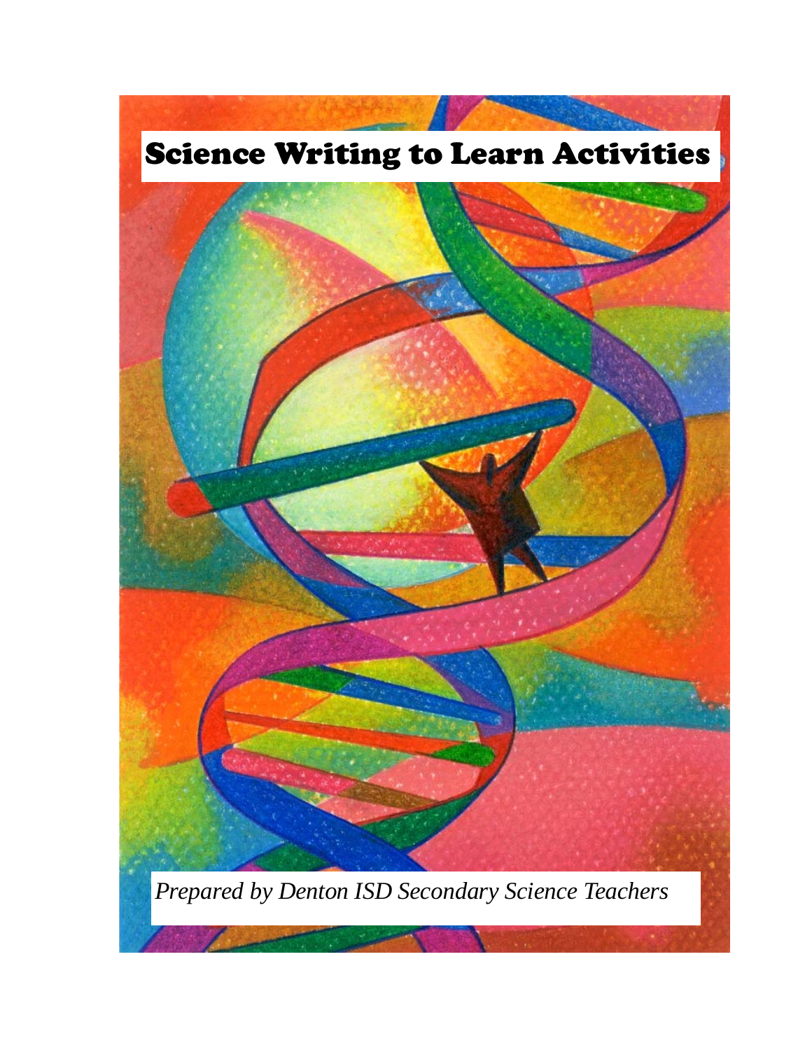# Science Writing to Learn Activities

*Prepared by Denton ISD Secondary Science Teachers*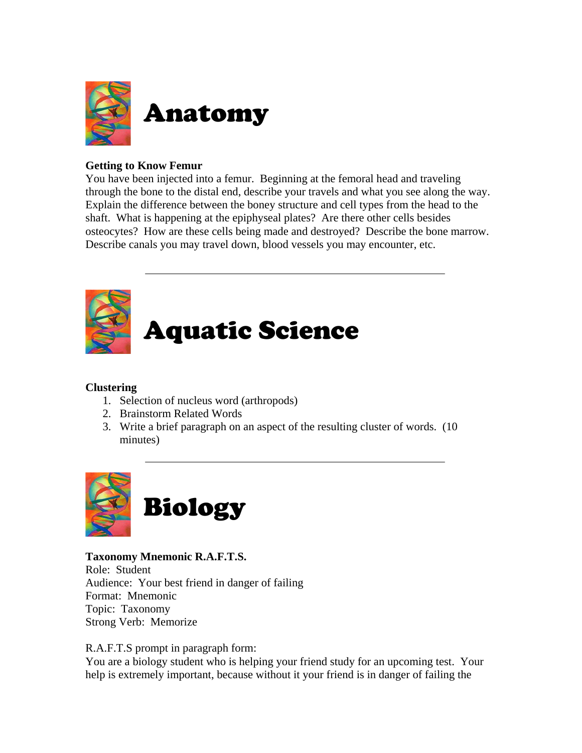# Anatomy

**Getting to Know Femur**

You have been injected into a femur. Beginning at the femoral head and traveling through the bone to the distal end, describe your travels and what you see along the way. Explain the difference between the boney structure and cell types from the head to the shaft. What is happening at the epiphyseal plates? Are there other cells besides osteocytes? How are these cells being made and destroyed? Describe the bone marrow. Describe canals you may travel down, blood vessels you may encounter, etc.

---

# Aquatic Science

**Clustering**

1. Selection of nucleus word (arthropods)
2. Brainstorm Related Words
3. Write a brief paragraph on an aspect of the resulting cluster of words. (10 minutes)

---

# Biology

**Taxonomy Mnemonic R.A.F.T.S.**

Role: Student
Audience: Your best friend in danger of failing
Format: Mnemonic
Topic: Taxonomy
Strong Verb: Memorize

R.A.F.T.S prompt in paragraph form:
You are a biology student who is helping your friend study for an upcoming test. Your help is extremely important, because without it your friend is in danger of failing the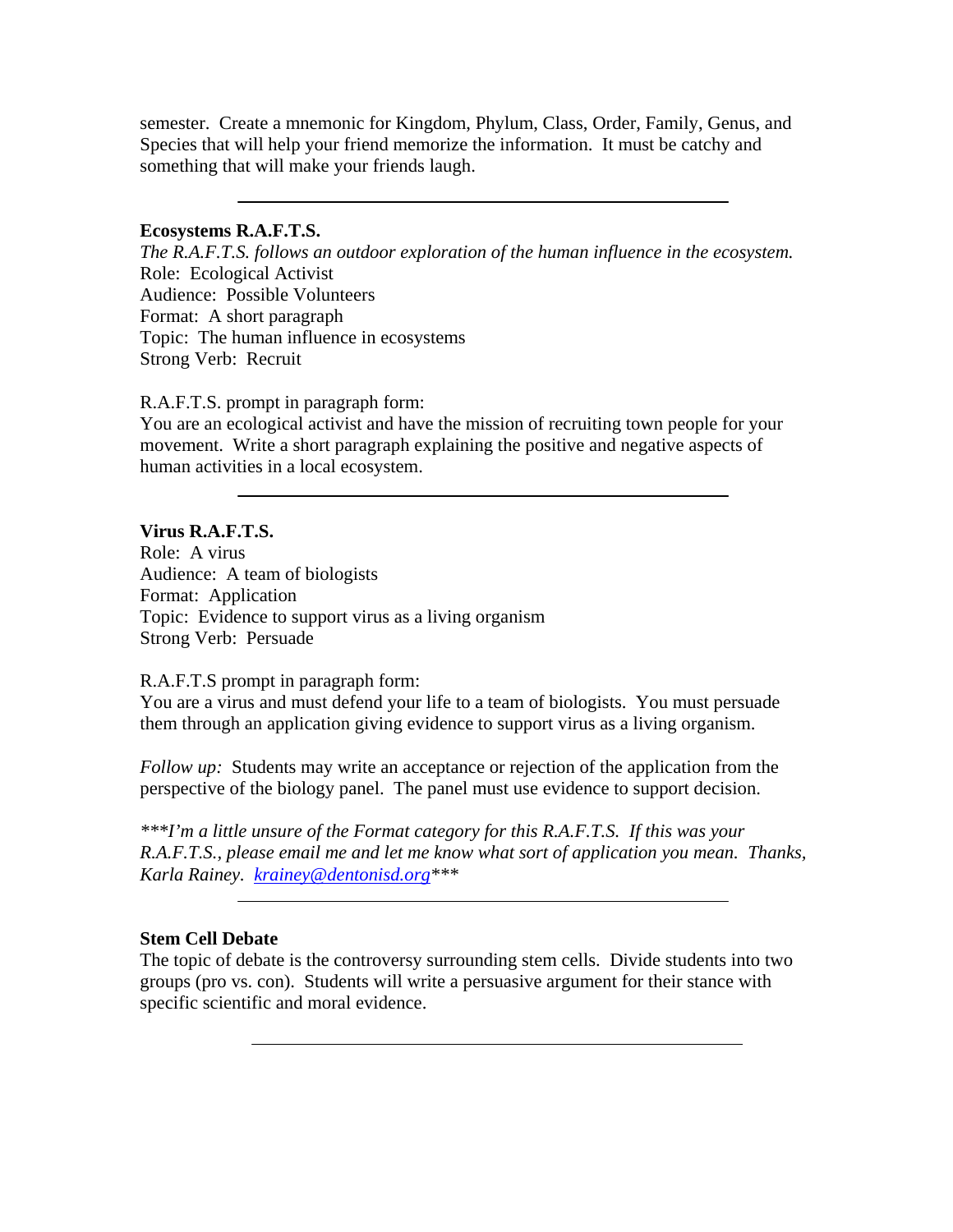semester. Create a mnemonic for Kingdom, Phylum, Class, Order, Family, Genus, and Species that will help your friend memorize the information. It must be catchy and something that will make your friends laugh.

---

**Ecosystems R.A.F.T.S.**

*The R.A.F.T.S. follows an outdoor exploration of the human influence in the ecosystem.*

Role: Ecological Activist
Audience: Possible Volunteers
Format: A short paragraph
Topic: The human influence in ecosystems
Strong Verb: Recruit

R.A.F.T.S. prompt in paragraph form:
You are an ecological activist and have the mission of recruiting town people for your movement. Write a short paragraph explaining the positive and negative aspects of human activities in a local ecosystem.

---

**Virus R.A.F.T.S.**

Role: A virus
Audience: A team of biologists
Format: Application
Topic: Evidence to support virus as a living organism
Strong Verb: Persuade

R.A.F.T.S prompt in paragraph form:
You are a virus and must defend your life to a team of biologists. You must persuade them through an application giving evidence to support virus as a living organism.

*Follow up:* Students may write an acceptance or rejection of the application from the perspective of the biology panel. The panel must use evidence to support decision.

****I'm a little unsure of the Format category for this R.A.F.T.S. If this was your R.A.F.T.S., please email me and let me know what sort of application you mean. Thanks, Karla Rainey. krainey@dentonisd.org****

---

**Stem Cell Debate**

The topic of debate is the controversy surrounding stem cells. Divide students into two groups (pro vs. con). Students will write a persuasive argument for their stance with specific scientific and moral evidence.

---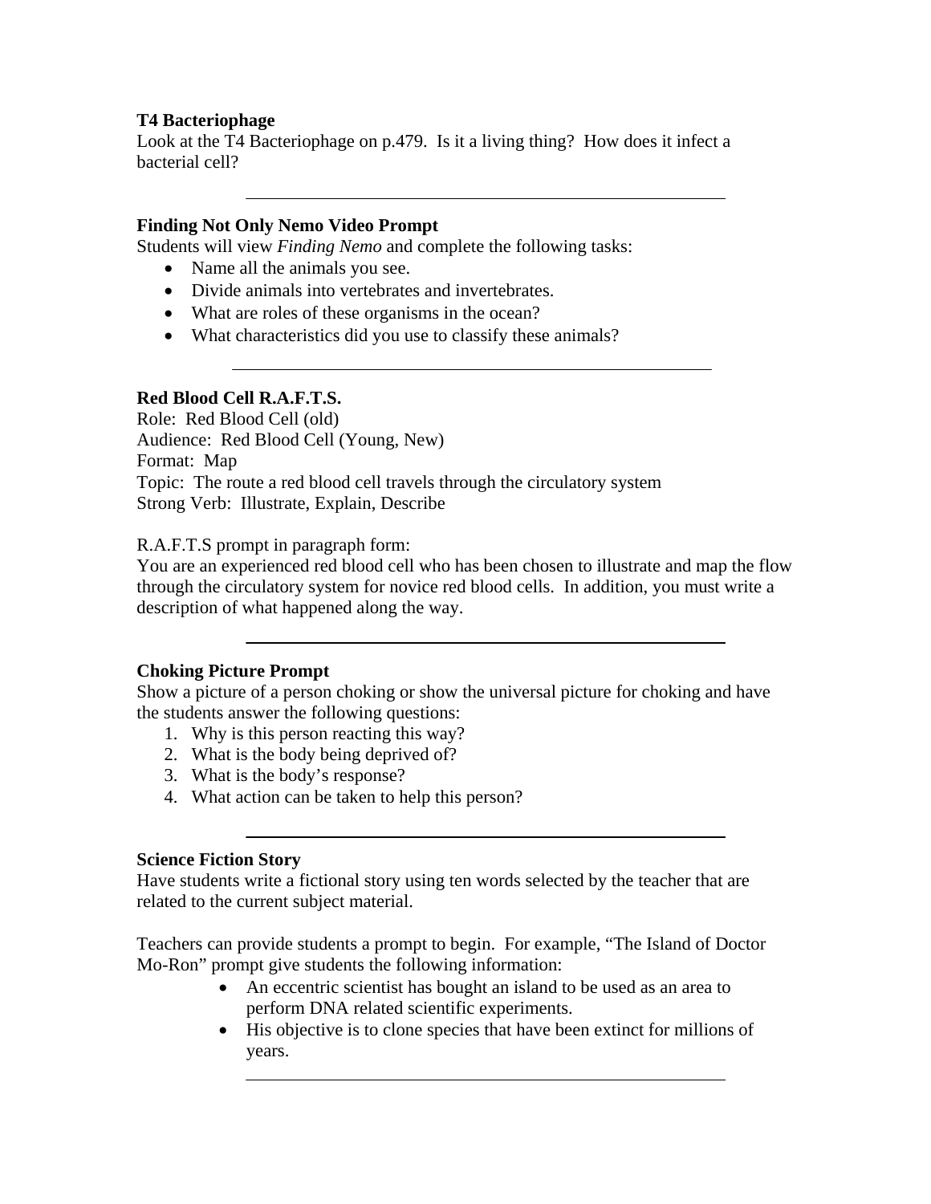**T4 Bacteriophage**

Look at the T4 Bacteriophage on p.479. Is it a living thing? How does it infect a bacterial cell?

---

**Finding Not Only Nemo Video Prompt**

Students will view *Finding Nemo* and complete the following tasks:

- Name all the animals you see.
- Divide animals into vertebrates and invertebrates.
- What are roles of these organisms in the ocean?
- What characteristics did you use to classify these animals?

---

**Red Blood Cell R.A.F.T.S.**

Role: Red Blood Cell (old)
Audience: Red Blood Cell (Young, New)
Format: Map
Topic: The route a red blood cell travels through the circulatory system
Strong Verb: Illustrate, Explain, Describe

R.A.F.T.S prompt in paragraph form:
You are an experienced red blood cell who has been chosen to illustrate and map the flow through the circulatory system for novice red blood cells. In addition, you must write a description of what happened along the way.

---

**Choking Picture Prompt**

Show a picture of a person choking or show the universal picture for choking and have the students answer the following questions:

1. Why is this person reacting this way?
2. What is the body being deprived of?
3. What is the body's response?
4. What action can be taken to help this person?

---

**Science Fiction Story**

Have students write a fictional story using ten words selected by the teacher that are related to the current subject material.

Teachers can provide students a prompt to begin. For example, "The Island of Doctor Mo-Ron" prompt give students the following information:

- An eccentric scientist has bought an island to be used as an area to perform DNA related scientific experiments.
- His objective is to clone species that have been extinct for millions of years.

---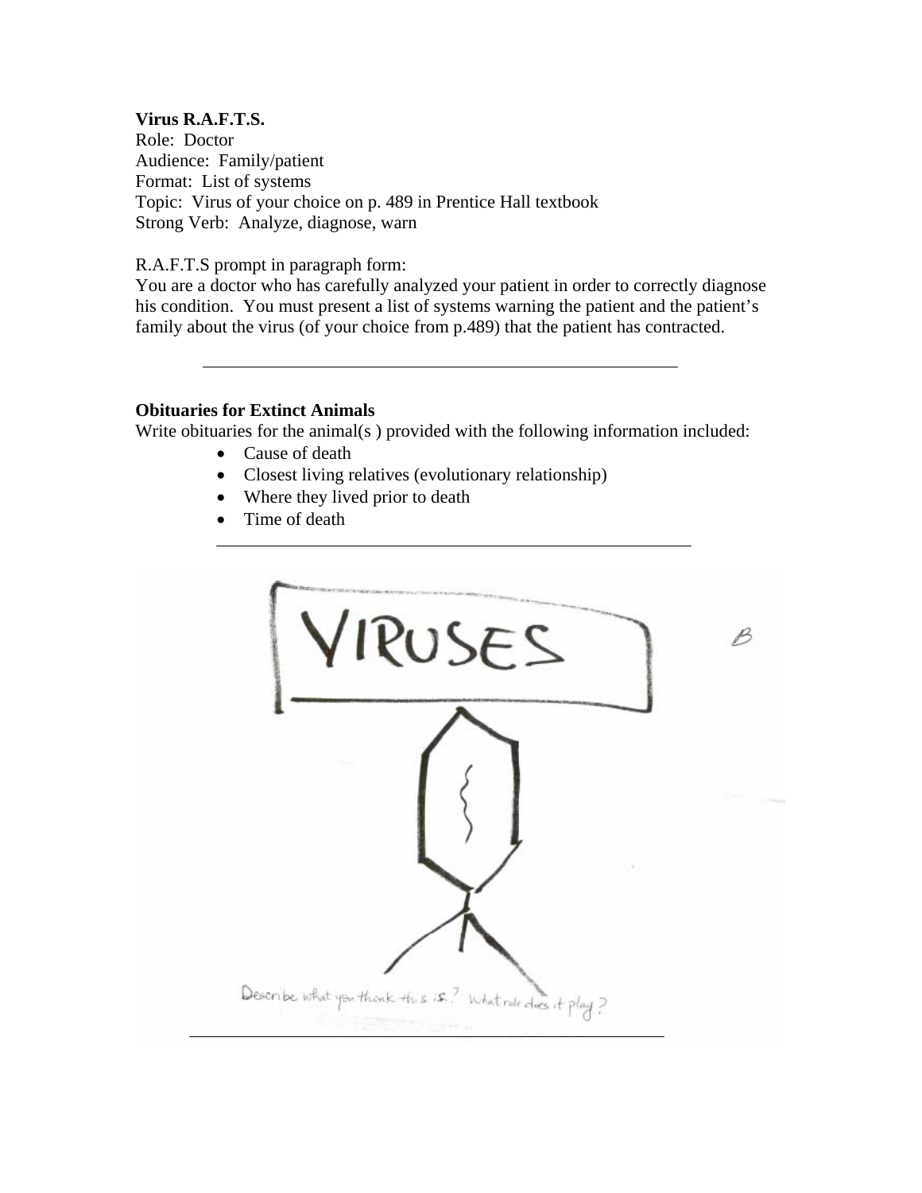**Virus R.A.F.T.S.**
Role: Doctor
Audience: Family/patient
Format: List of systems
Topic: Virus of your choice on p. 489 in Prentice Hall textbook
Strong Verb: Analyze, diagnose, warn

R.A.F.T.S prompt in paragraph form:
You are a doctor who has carefully analyzed your patient in order to correctly diagnose his condition. You must present a list of systems warning the patient and the patient's family about the virus (of your choice from p.489) that the patient has contracted.

---

**Obituaries for Extinct Animals**
Write obituaries for the animal(s ) provided with the following information included:

- Cause of death
- Closest living relatives (evolutionary relationship)
- Where they lived prior to death
- Time of death

---

VIRUSES

B

Describe what you think this is? What role does it play?

---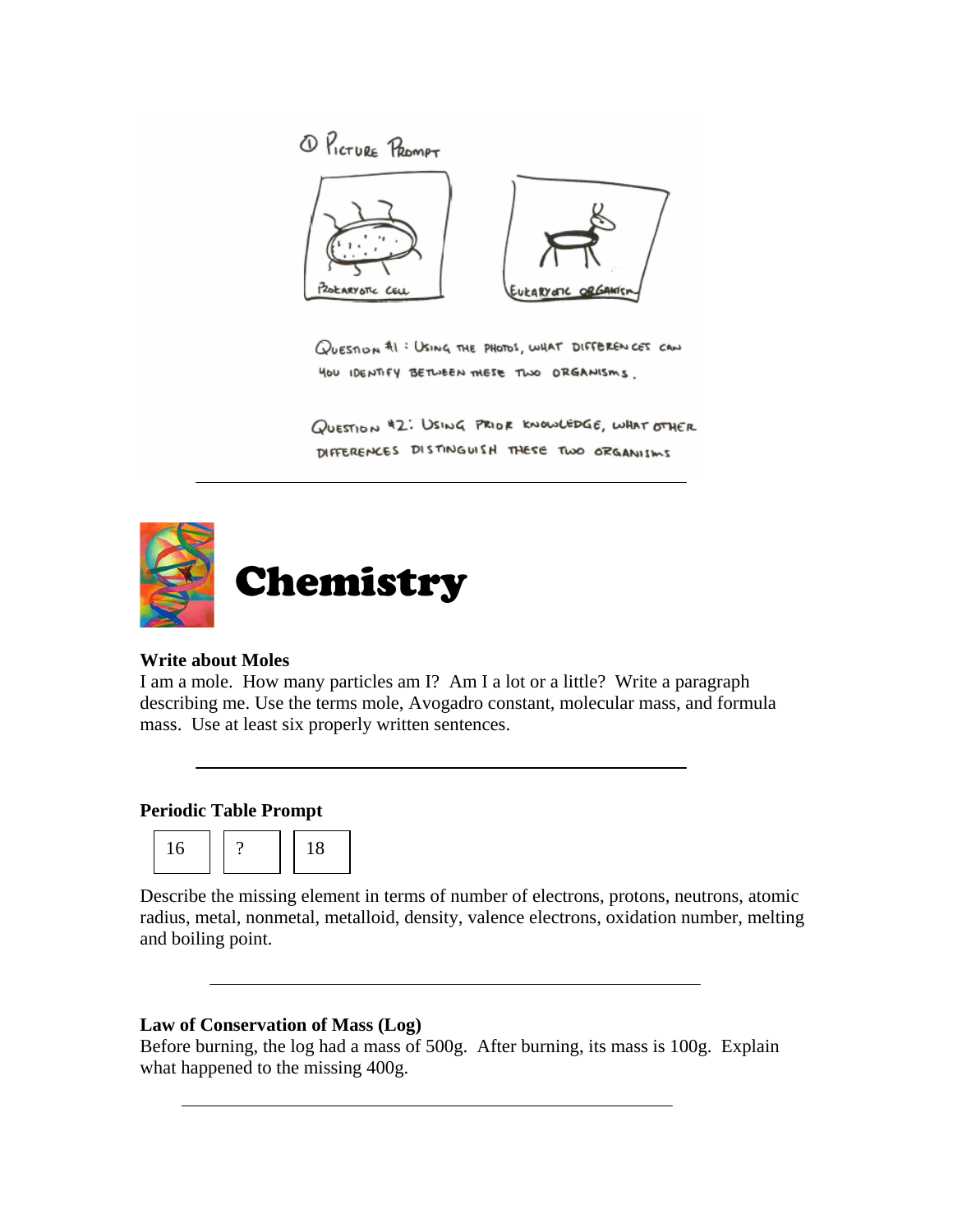① PICTURE PROMPT

PROKARYOTIC CELL

EUKARYOTIC ORGANISM

QUESTION #1 : USING THE PHOTOS, WHAT DIFFERENCES CAN YOU IDENTIFY BETWEEN THESE TWO ORGANISMS.

QUESTION #2: USING PRIOR KNOWLEDGE, WHAT OTHER DIFFERENCES DISTINGUISH THESE TWO ORGANISMS

---

# Chemistry

**Write about Moles**

I am a mole. How many particles am I? Am I a lot or a little? Write a paragraph describing me. Use the terms mole, Avogadro constant, molecular mass, and formula mass. Use at least six properly written sentences.

---

**Periodic Table Prompt**

| 16 | ? | 18 |
|---|---|---|

Describe the missing element in terms of number of electrons, protons, neutrons, atomic radius, metal, nonmetal, metalloid, density, valence electrons, oxidation number, melting and boiling point.

---

**Law of Conservation of Mass (Log)**

Before burning, the log had a mass of 500g. After burning, its mass is 100g. Explain what happened to the missing 400g.

---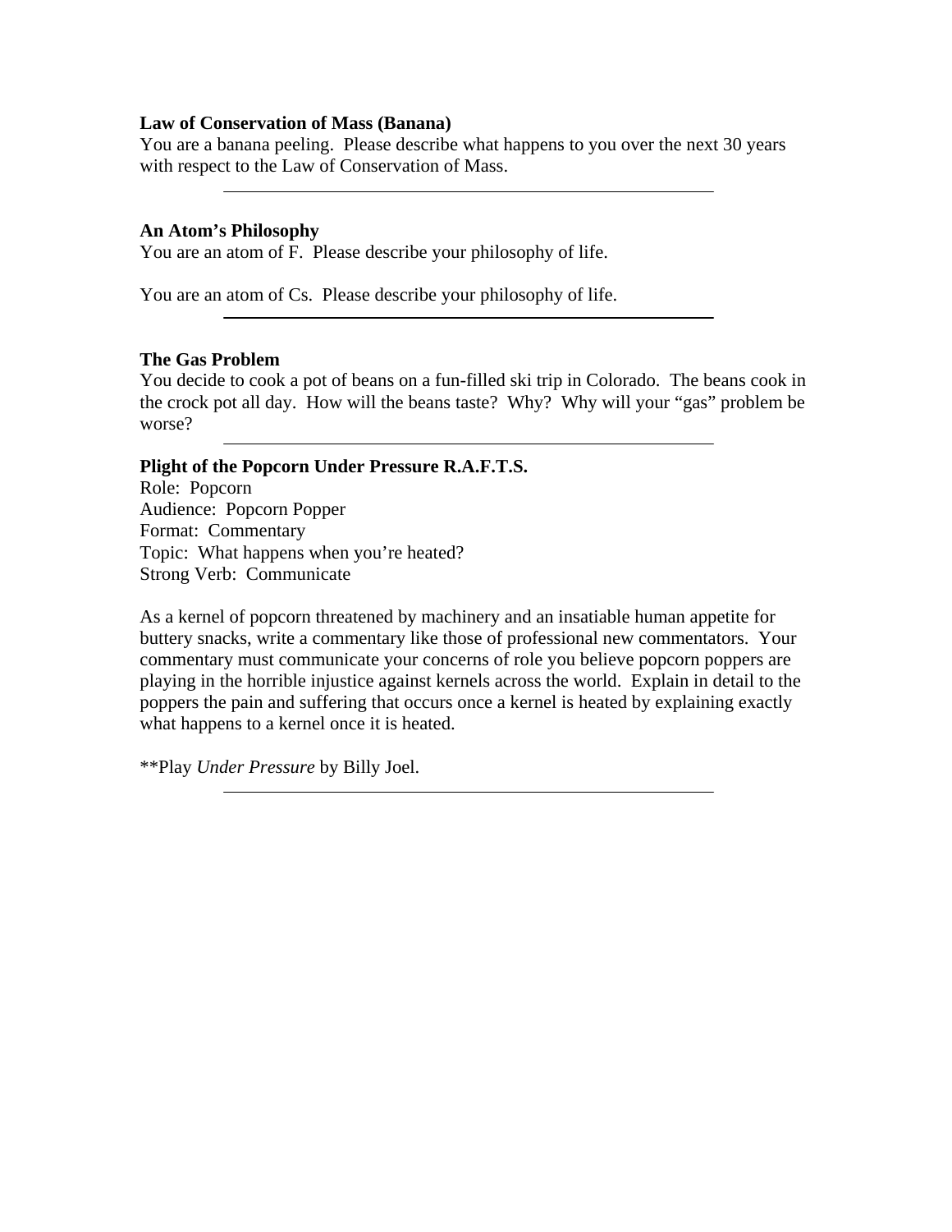**Law of Conservation of Mass (Banana)**

You are a banana peeling. Please describe what happens to you over the next 30 years with respect to the Law of Conservation of Mass.

---

**An Atom's Philosophy**

You are an atom of F. Please describe your philosophy of life.

You are an atom of Cs. Please describe your philosophy of life.

---

**The Gas Problem**

You decide to cook a pot of beans on a fun-filled ski trip in Colorado. The beans cook in the crock pot all day. How will the beans taste? Why? Why will your "gas" problem be worse?

---

**Plight of the Popcorn Under Pressure R.A.F.T.S.**

Role: Popcorn
Audience: Popcorn Popper
Format: Commentary
Topic: What happens when you're heated?
Strong Verb: Communicate

As a kernel of popcorn threatened by machinery and an insatiable human appetite for buttery snacks, write a commentary like those of professional new commentators. Your commentary must communicate your concerns of role you believe popcorn poppers are playing in the horrible injustice against kernels across the world. Explain in detail to the poppers the pain and suffering that occurs once a kernel is heated by explaining exactly what happens to a kernel once it is heated.

**Play *Under Pressure* by Billy Joel.

---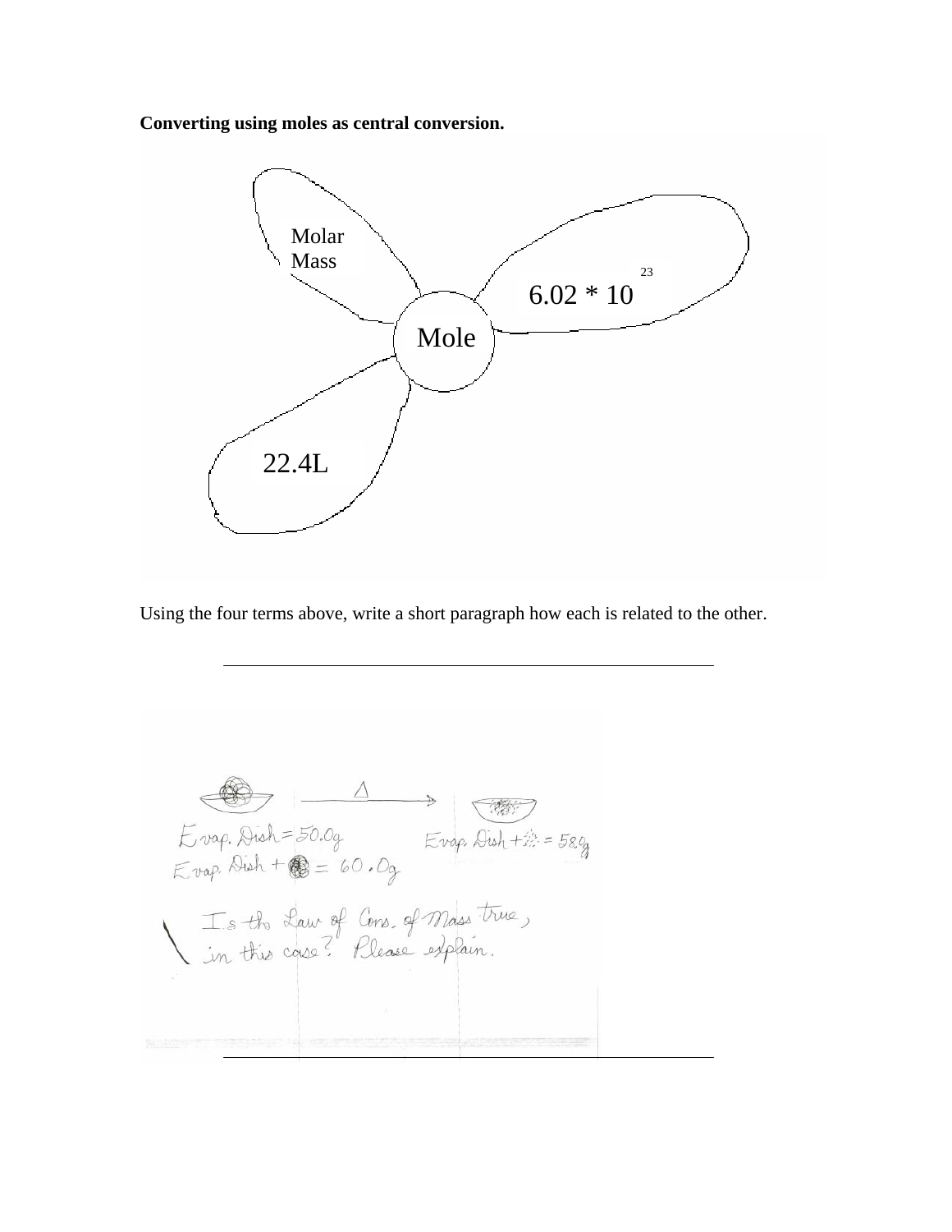**Converting using moles as central conversion.**

Molar Mass

$6.02 * 10^{23}$

Mole

22.4L

Using the four terms above, write a short paragraph how each is related to the other.

______________________________________________________________

Evap. Dish = 50.0g

Evap. Dish + [ ] = 60.0g

Evap. Dish + [ ] = 58.0g

Is the Law of Cons. of Mass true, in this case? Please explain.

______________________________________________________________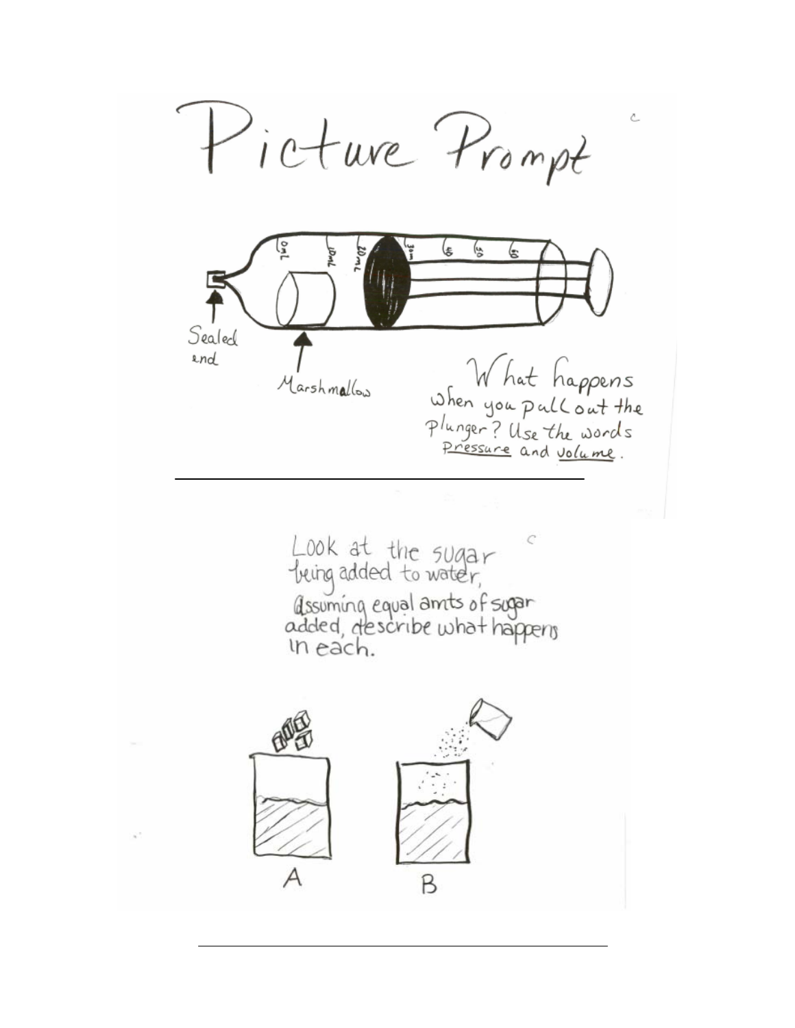# Picture Prompt

Sealed end

Marshmallow

0mL 10mL 20mL 30mL 40 50 60

What happens when you pull out the plunger? Use the words pressure and volume.

---

Look at the sugar being added to water, Assuming equal amts of sugar added, describe what happens in each.

A B

---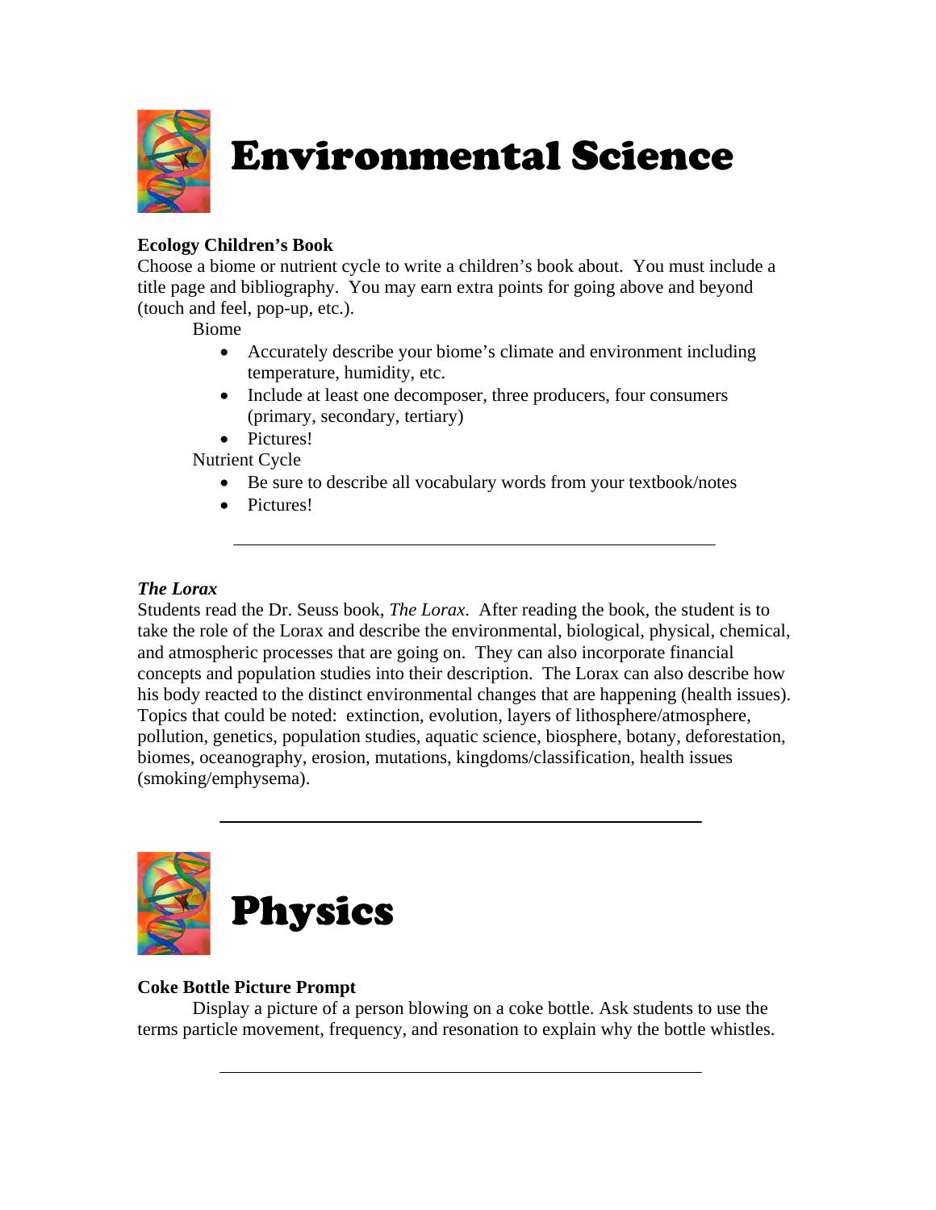# Environmental Science

**Ecology Children's Book**

Choose a biome or nutrient cycle to write a children's book about. You must include a title page and bibliography. You may earn extra points for going above and beyond (touch and feel, pop-up, etc.).

Biome

- Accurately describe your biome's climate and environment including temperature, humidity, etc.
- Include at least one decomposer, three producers, four consumers (primary, secondary, tertiary)
- Pictures!

Nutrient Cycle

- Be sure to describe all vocabulary words from your textbook/notes
- Pictures!

---

***The Lorax***

Students read the Dr. Seuss book, *The Lorax*. After reading the book, the student is to take the role of the Lorax and describe the environmental, biological, physical, chemical, and atmospheric processes that are going on. They can also incorporate financial concepts and population studies into their description. The Lorax can also describe how his body reacted to the distinct environmental changes that are happening (health issues). Topics that could be noted: extinction, evolution, layers of lithosphere/atmosphere, pollution, genetics, population studies, aquatic science, biosphere, botany, deforestation, biomes, oceanography, erosion, mutations, kingdoms/classification, health issues (smoking/emphysema).

---

# Physics

**Coke Bottle Picture Prompt**

Display a picture of a person blowing on a coke bottle. Ask students to use the terms particle movement, frequency, and resonation to explain why the bottle whistles.

---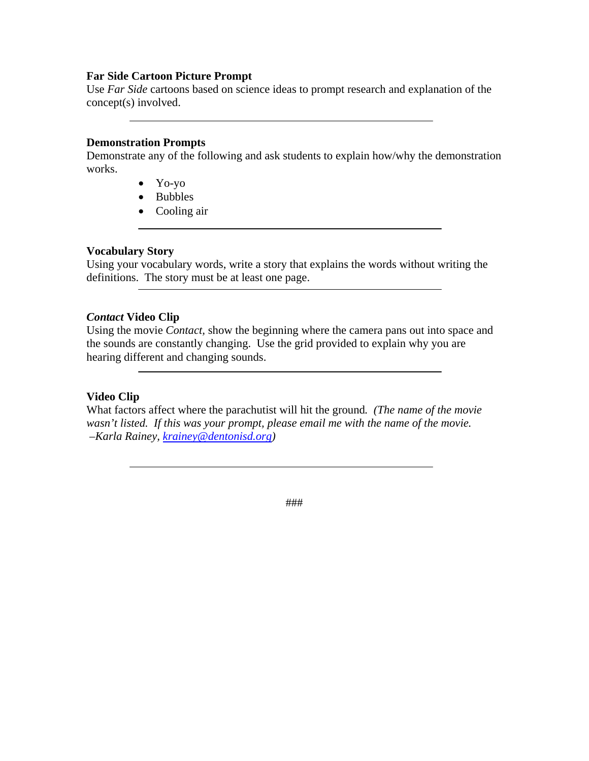**Far Side Cartoon Picture Prompt**
Use *Far Side* cartoons based on science ideas to prompt research and explanation of the concept(s) involved.

---

**Demonstration Prompts**
Demonstrate any of the following and ask students to explain how/why the demonstration works.

- Yo-yo
- Bubbles
- Cooling air

---

**Vocabulary Story**
Using your vocabulary words, write a story that explains the words without writing the definitions. The story must be at least one page.

---

***Contact* Video Clip**
Using the movie *Contact,* show the beginning where the camera pans out into space and the sounds are constantly changing. Use the grid provided to explain why you are hearing different and changing sounds.

---

**Video Clip**
What factors affect where the parachutist will hit the ground. *(The name of the movie wasn't listed. If this was your prompt, please email me with the name of the movie. –Karla Rainey, [krainey@dentonisd.org](mailto:krainey@dentonisd.org))*

---

###